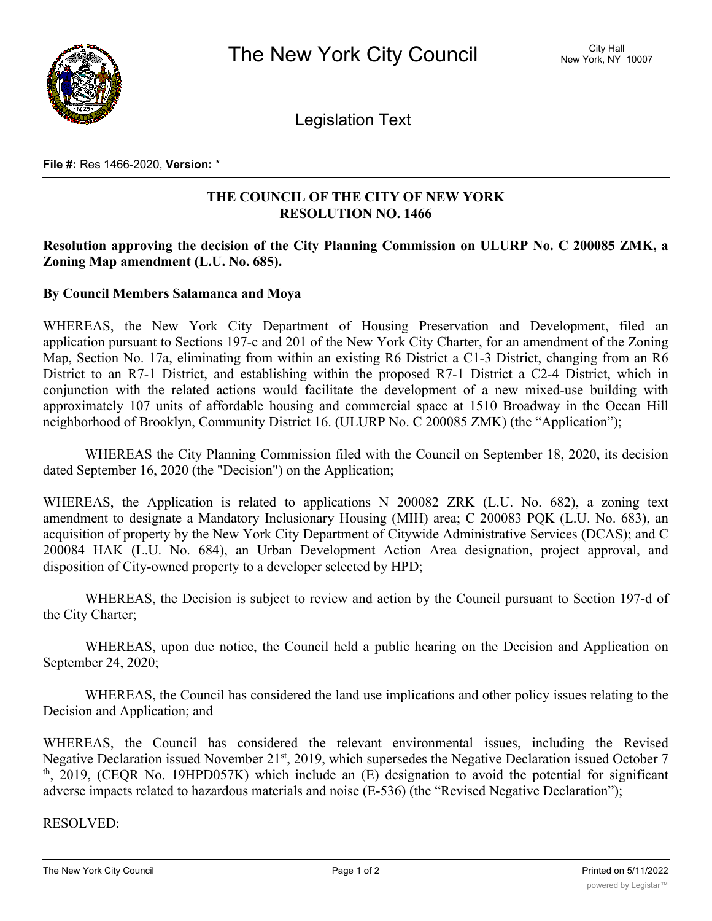The New York City Council

City Hall
New York, NY 10007

Legislation Text

**File #:** Res 1466-2020, **Version:** *

**THE COUNCIL OF THE CITY OF NEW YORK**
**RESOLUTION NO. 1466**

**Resolution approving the decision of the City Planning Commission on ULURP No. C 200085 ZMK, a Zoning Map amendment (L.U. No. 685).**

**By Council Members Salamanca and Moya**

WHEREAS, the New York City Department of Housing Preservation and Development, filed an application pursuant to Sections 197-c and 201 of the New York City Charter, for an amendment of the Zoning Map, Section No. 17a, eliminating from within an existing R6 District a C1-3 District, changing from an R6 District to an R7-1 District, and establishing within the proposed R7-1 District a C2-4 District, which in conjunction with the related actions would facilitate the development of a new mixed-use building with approximately 107 units of affordable housing and commercial space at 1510 Broadway in the Ocean Hill neighborhood of Brooklyn, Community District 16. (ULURP No. C 200085 ZMK) (the "Application");

WHEREAS the City Planning Commission filed with the Council on September 18, 2020, its decision dated September 16, 2020 (the "Decision") on the Application;

WHEREAS, the Application is related to applications N 200082 ZRK (L.U. No. 682), a zoning text amendment to designate a Mandatory Inclusionary Housing (MIH) area; C 200083 PQK (L.U. No. 683), an acquisition of property by the New York City Department of Citywide Administrative Services (DCAS); and C 200084 HAK (L.U. No. 684), an Urban Development Action Area designation, project approval, and disposition of City-owned property to a developer selected by HPD;

WHEREAS, the Decision is subject to review and action by the Council pursuant to Section 197-d of the City Charter;

WHEREAS, upon due notice, the Council held a public hearing on the Decision and Application on September 24, 2020;

WHEREAS, the Council has considered the land use implications and other policy issues relating to the Decision and Application; and

WHEREAS, the Council has considered the relevant environmental issues, including the Revised Negative Declaration issued November 21st, 2019, which supersedes the Negative Declaration issued October 7th, 2019, (CEQR No. 19HPD057K) which include an (E) designation to avoid the potential for significant adverse impacts related to hazardous materials and noise (E-536) (the "Revised Negative Declaration");

RESOLVED: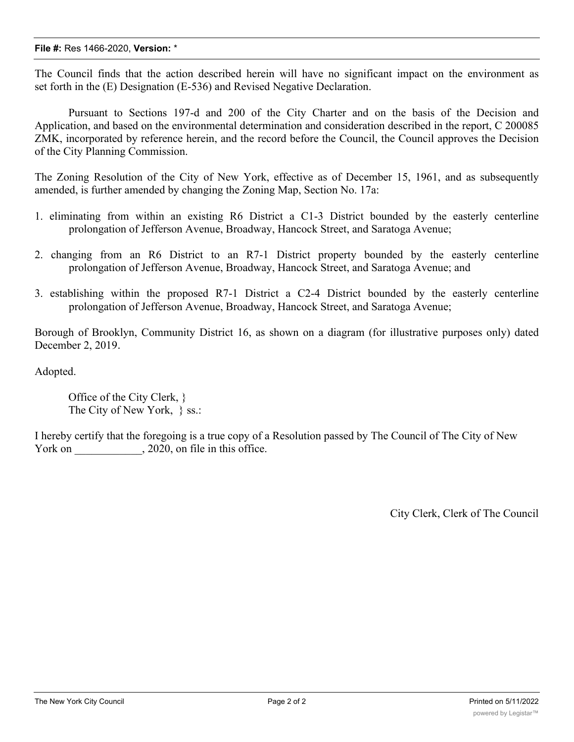The Council finds that the action described herein will have no significant impact on the environment as set forth in the (E) Designation (E-536) and Revised Negative Declaration.

Pursuant to Sections 197-d and 200 of the City Charter and on the basis of the Decision and Application, and based on the environmental determination and consideration described in the report, C 200085 ZMK, incorporated by reference herein, and the record before the Council, the Council approves the Decision of the City Planning Commission.

The Zoning Resolution of the City of New York, effective as of December 15, 1961, and as subsequently amended, is further amended by changing the Zoning Map, Section No. 17a:

1. eliminating from within an existing R6 District a C1-3 District bounded by the easterly centerline prolongation of Jefferson Avenue, Broadway, Hancock Street, and Saratoga Avenue;

2. changing from an R6 District to an R7-1 District property bounded by the easterly centerline prolongation of Jefferson Avenue, Broadway, Hancock Street, and Saratoga Avenue; and

3. establishing within the proposed R7-1 District a C2-4 District bounded by the easterly centerline prolongation of Jefferson Avenue, Broadway, Hancock Street, and Saratoga Avenue;

Borough of Brooklyn, Community District 16, as shown on a diagram (for illustrative purposes only) dated December 2, 2019.

Adopted.

Office of the City Clerk, }
The City of New York, } ss.:

I hereby certify that the foregoing is a true copy of a Resolution passed by The Council of The City of New York on ____________, 2020, on file in this office.

City Clerk, Clerk of The Council